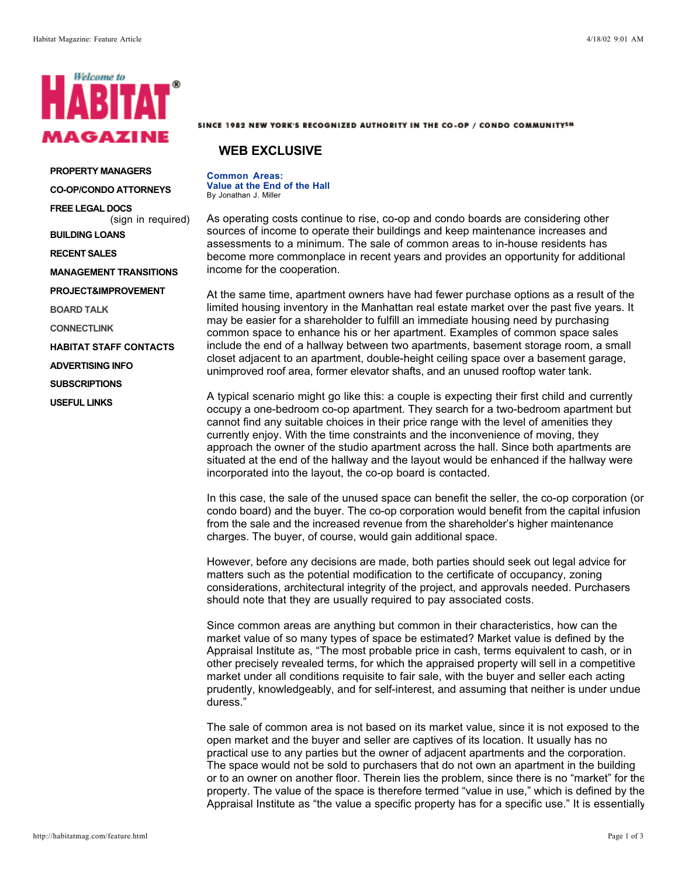HABITAT MAGAZINE

SINCE 1982 NEW YORK'S RECOGNIZED AUTHORITY IN THE CO-OP / CONDO COMMUNITY℠

- PROPERTY MANAGERS
- CO-OP/CONDO ATTORNEYS
- FREE LEGAL DOCS (sign in required)
- BUILDING LOANS
- RECENT SALES
- MANAGEMENT TRANSITIONS
- PROJECT&IMPROVEMENT
- BOARD TALK
- CONNECTLINK
- HABITAT STAFF CONTACTS
- ADVERTISING INFO
- SUBSCRIPTIONS
- USEFUL LINKS

## WEB EXCLUSIVE

### Common Areas: Value at the End of the Hall

By Jonathan J. Miller

As operating costs continue to rise, co-op and condo boards are considering other sources of income to operate their buildings and keep maintenance increases and assessments to a minimum. The sale of common areas to in-house residents has become more commonplace in recent years and provides an opportunity for additional income for the cooperation.

At the same time, apartment owners have had fewer purchase options as a result of the limited housing inventory in the Manhattan real estate market over the past five years. It may be easier for a shareholder to fulfill an immediate housing need by purchasing common space to enhance his or her apartment. Examples of common space sales include the end of a hallway between two apartments, basement storage room, a small closet adjacent to an apartment, double-height ceiling space over a basement garage, unimproved roof area, former elevator shafts, and an unused rooftop water tank.

A typical scenario might go like this: a couple is expecting their first child and currently occupy a one-bedroom co-op apartment. They search for a two-bedroom apartment but cannot find any suitable choices in their price range with the level of amenities they currently enjoy. With the time constraints and the inconvenience of moving, they approach the owner of the studio apartment across the hall. Since both apartments are situated at the end of the hallway and the layout would be enhanced if the hallway were incorporated into the layout, the co-op board is contacted.

In this case, the sale of the unused space can benefit the seller, the co-op corporation (or condo board) and the buyer. The co-op corporation would benefit from the capital infusion from the sale and the increased revenue from the shareholder's higher maintenance charges. The buyer, of course, would gain additional space.

However, before any decisions are made, both parties should seek out legal advice for matters such as the potential modification to the certificate of occupancy, zoning considerations, architectural integrity of the project, and approvals needed. Purchasers should note that they are usually required to pay associated costs.

Since common areas are anything but common in their characteristics, how can the market value of so many types of space be estimated? Market value is defined by the Appraisal Institute as, "The most probable price in cash, terms equivalent to cash, or in other precisely revealed terms, for which the appraised property will sell in a competitive market under all conditions requisite to fair sale, with the buyer and seller each acting prudently, knowledgeably, and for self-interest, and assuming that neither is under undue duress."

The sale of common area is not based on its market value, since it is not exposed to the open market and the buyer and seller are captives of its location. It usually has no practical use to any parties but the owner of adjacent apartments and the corporation. The space would not be sold to purchasers that do not own an apartment in the building or to an owner on another floor. Therein lies the problem, since there is no "market" for the property. The value of the space is therefore termed "value in use," which is defined by the Appraisal Institute as "the value a specific property has for a specific use." It is essentially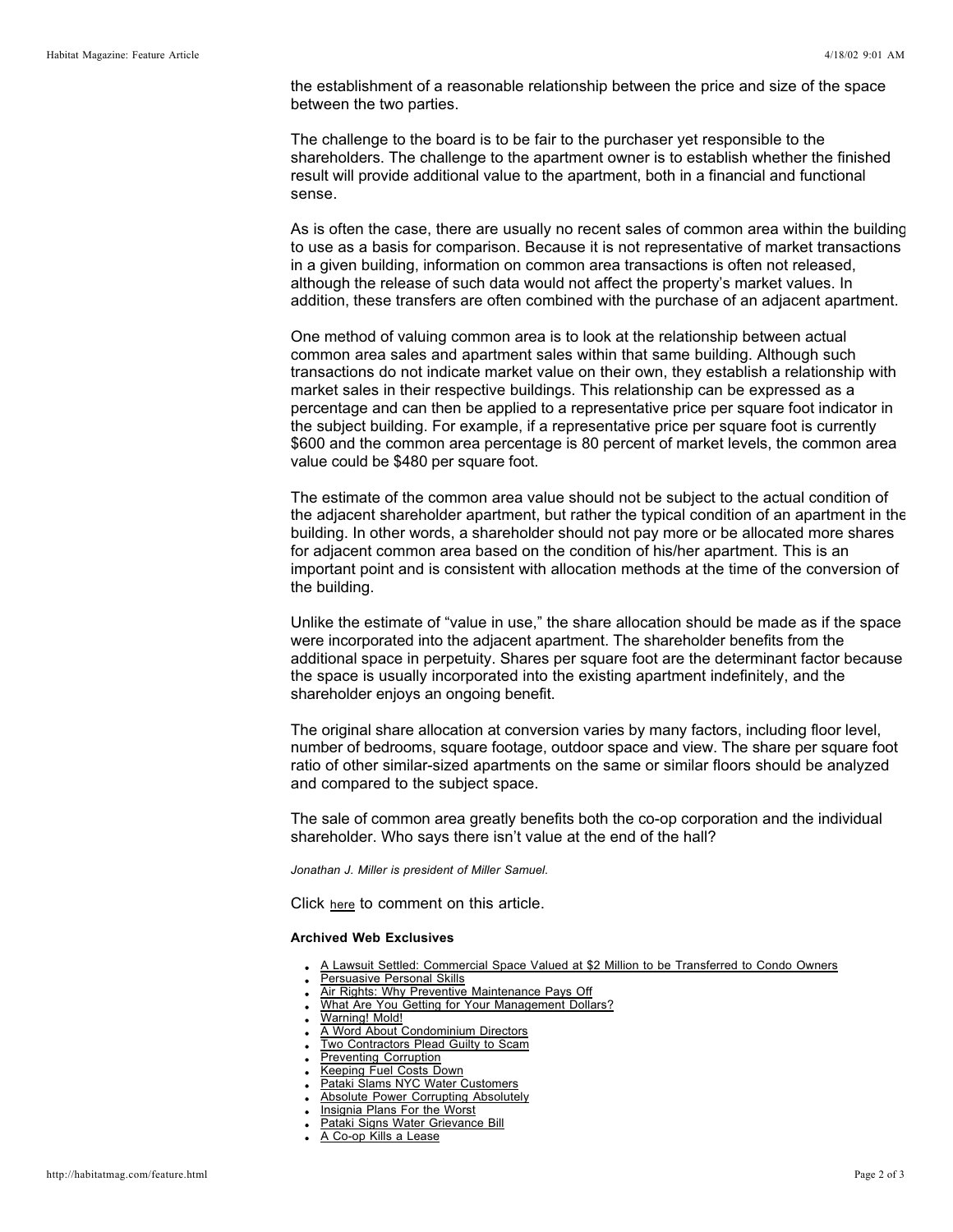the establishment of a reasonable relationship between the price and size of the space between the two parties.

The challenge to the board is to be fair to the purchaser yet responsible to the shareholders. The challenge to the apartment owner is to establish whether the finished result will provide additional value to the apartment, both in a financial and functional sense.

As is often the case, there are usually no recent sales of common area within the building to use as a basis for comparison. Because it is not representative of market transactions in a given building, information on common area transactions is often not released, although the release of such data would not affect the property's market values. In addition, these transfers are often combined with the purchase of an adjacent apartment.

One method of valuing common area is to look at the relationship between actual common area sales and apartment sales within that same building. Although such transactions do not indicate market value on their own, they establish a relationship with market sales in their respective buildings. This relationship can be expressed as a percentage and can then be applied to a representative price per square foot indicator in the subject building. For example, if a representative price per square foot is currently $600 and the common area percentage is 80 percent of market levels, the common area value could be $480 per square foot.

The estimate of the common area value should not be subject to the actual condition of the adjacent shareholder apartment, but rather the typical condition of an apartment in the building. In other words, a shareholder should not pay more or be allocated more shares for adjacent common area based on the condition of his/her apartment. This is an important point and is consistent with allocation methods at the time of the conversion of the building.

Unlike the estimate of "value in use," the share allocation should be made as if the space were incorporated into the adjacent apartment. The shareholder benefits from the additional space in perpetuity. Shares per square foot are the determinant factor because the space is usually incorporated into the existing apartment indefinitely, and the shareholder enjoys an ongoing benefit.

The original share allocation at conversion varies by many factors, including floor level, number of bedrooms, square footage, outdoor space and view. The share per square foot ratio of other similar-sized apartments on the same or similar floors should be analyzed and compared to the subject space.

The sale of common area greatly benefits both the co-op corporation and the individual shareholder. Who says there isn't value at the end of the hall?

*Jonathan J. Miller is president of Miller Samuel.*

Click here to comment on this article.

**Archived Web Exclusives**

- A Lawsuit Settled: Commercial Space Valued at $2 Million to be Transferred to Condo Owners
- Persuasive Personal Skills
- Air Rights: Why Preventive Maintenance Pays Off
- What Are You Getting for Your Management Dollars?
- Warning! Mold!
- A Word About Condominium Directors
- Two Contractors Plead Guilty to Scam
- Preventing Corruption
- Keeping Fuel Costs Down
- Pataki Slams NYC Water Customers
- Absolute Power Corrupting Absolutely
- Insignia Plans For the Worst
- Pataki Signs Water Grievance Bill
- A Co-op Kills a Lease